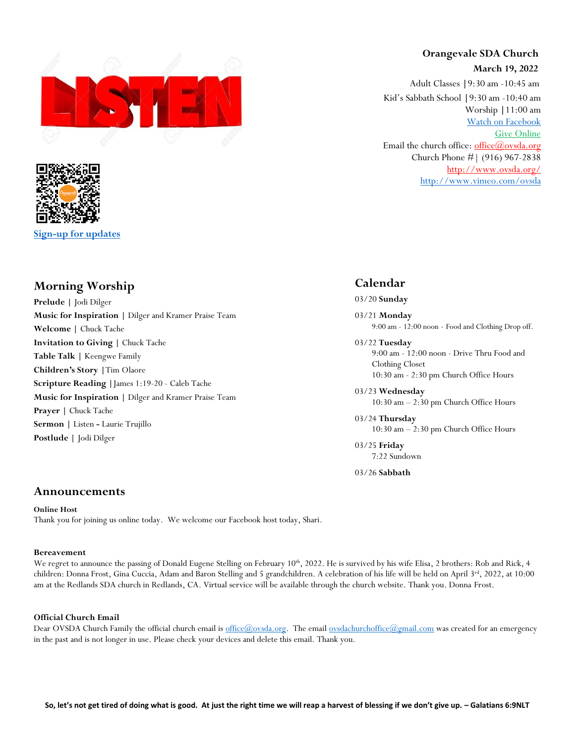**Orangevale SDA Church**

**March 19, 2022**

Adult Classes |9:30 am -10:45 am

Kid's Sabbath School |9:30 am -10:40 am

Worship |11:00 am

Watch on Facebook

Give Online

Email the church office: office@ovsda.org

Church Phone #| (916) 967-2838

http://www.ovsda.org/

http://www.vimeo.com/ovsda

LISTEN

Sign-up for updates

## Morning Worship

**Prelude** | Jodi Dilger
**Music for Inspiration** | Dilger and Kramer Praise Team
**Welcome** | Chuck Tache
**Invitation to Giving** | Chuck Tache
**Table Talk** | Keengwe Family
**Children's Story** |Tim Olaore
**Scripture Reading** |James 1:19-20 - Caleb Tache
**Music for Inspiration** | Dilger and Kramer Praise Team
**Prayer** | Chuck Tache
**Sermon** | Listen - Laurie Trujillo
**Postlude** | Jodi Dilger

## Calendar

03/20 **Sunday**

03/21 **Monday**
9:00 am - 12:00 noon - Food and Clothing Drop off.

03/22 **Tuesday**
9:00 am - 12:00 noon - Drive Thru Food and Clothing Closet
10:30 am - 2:30 pm Church Office Hours

03/23 **Wednesday**
10:30 am – 2:30 pm Church Office Hours

03/24 **Thursday**
10:30 am – 2:30 pm Church Office Hours

03/25 **Friday**
7:22 Sundown

03/26 **Sabbath**

## Announcements

**Online Host**
Thank you for joining us online today. We welcome our Facebook host today, Shari.

**Bereavement**
We regret to announce the passing of Donald Eugene Stelling on February 10th, 2022. He is survived by his wife Elisa, 2 brothers: Rob and Rick, 4 children: Donna Frost, Gina Cuccia, Adam and Baron Stelling and 5 grandchildren. A celebration of his life will be held on April 3rd, 2022, at 10:00 am at the Redlands SDA church in Redlands, CA. Virtual service will be available through the church website. Thank you. Donna Frost.

**Official Church Email**
Dear OVSDA Church Family the official church email is office@ovsda.org. The email ovsdachurchoffice@gmail.com was created for an emergency in the past and is not longer in use. Please check your devices and delete this email. Thank you.

**So, let's not get tired of doing what is good. At just the right time we will reap a harvest of blessing if we don't give up. – Galatians 6:9NLT**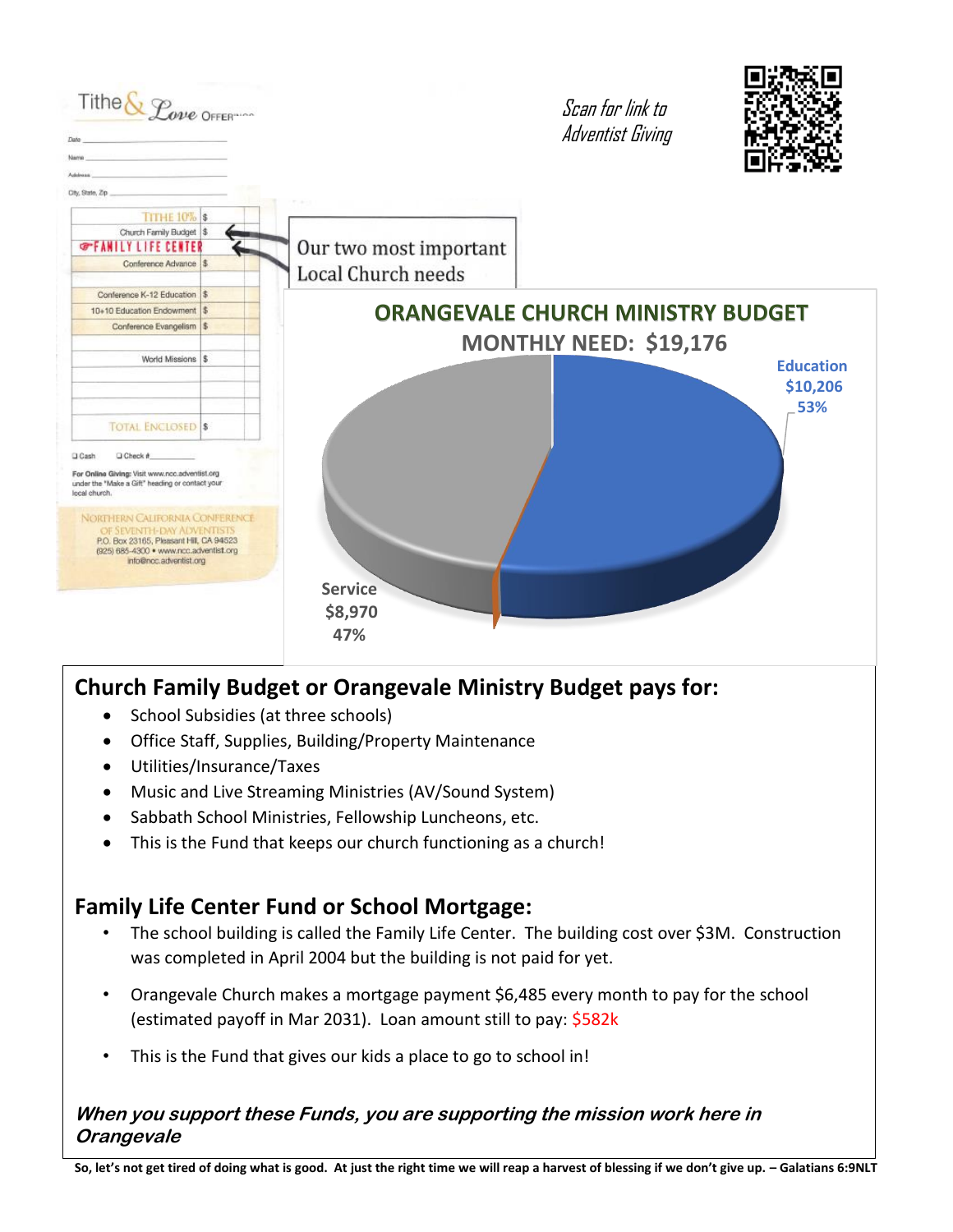Tithe & Love Offering

Date
Name
Address
City, State, Zip

| | |
|---|---|
| TITHE 10% | $ |
| Church Family Budget | $ |
| FAMILY LIFE CENTER | |
| Conference Advance | $ |
| | |
| Conference K-12 Education | $ |
| 10+10 Education Endowment | $ |
| Conference Evangelism | $ |
| | |
| World Missions | $ |
| | |
| | |
| | |
| TOTAL ENCLOSED | $ |

☐ Cash ☐ Check #

For Online Giving: Visit www.ncc.adventist.org under the "Make a Gift" heading or contact your local church.

NORTHERN CALIFORNIA CONFERENCE OF SEVENTH-DAY ADVENTISTS
P.O. Box 23165, Pleasant Hill, CA 94523
(925) 685-4300 • www.nccadventist.org
info@ncc.adventist.org

Our two most important Local Church needs

*Scan for link to Adventist Giving*

ORANGEVALE CHURCH MINISTRY BUDGET

MONTHLY NEED: $19,176

Education
$10,206
53%

Service
$8,970
47%

## Church Family Budget or Orangevale Ministry Budget pays for:

- School Subsidies (at three schools)
- Office Staff, Supplies, Building/Property Maintenance
- Utilities/Insurance/Taxes
- Music and Live Streaming Ministries (AV/Sound System)
- Sabbath School Ministries, Fellowship Luncheons, etc.
- This is the Fund that keeps our church functioning as a church!

## Family Life Center Fund or School Mortgage:

- The school building is called the Family Life Center. The building cost over $3M. Construction was completed in April 2004 but the building is not paid for yet.
- Orangevale Church makes a mortgage payment $6,485 every month to pay for the school (estimated payoff in Mar 2031). Loan amount still to pay: $582k
- This is the Fund that gives our kids a place to go to school in!

***When you support these Funds, you are supporting the mission work here in Orangevale***

**So, let's not get tired of doing what is good. At just the right time we will reap a harvest of blessing if we don't give up. – Galatians 6:9NLT**